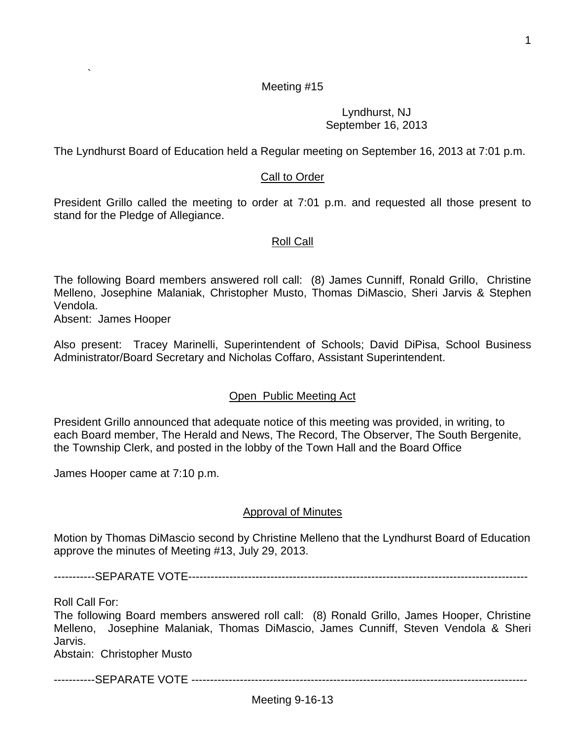Meeting #15

Lyndhurst, NJ
September 16, 2013

The Lyndhurst Board of Education held a Regular meeting on September 16, 2013 at 7:01 p.m.

## Call to Order

President Grillo called the meeting to order at 7:01 p.m. and requested all those present to stand for the Pledge of Allegiance.

## Roll Call

The following Board members answered roll call: (8) James Cunniff, Ronald Grillo, Christine Melleno, Josephine Malaniak, Christopher Musto, Thomas DiMascio, Sheri Jarvis & Stephen Vendola.
Absent: James Hooper

Also present: Tracey Marinelli, Superintendent of Schools; David DiPisa, School Business Administrator/Board Secretary and Nicholas Coffaro, Assistant Superintendent.

## Open Public Meeting Act

President Grillo announced that adequate notice of this meeting was provided, in writing, to each Board member, The Herald and News, The Record, The Observer, The South Bergenite, the Township Clerk, and posted in the lobby of the Town Hall and the Board Office

James Hooper came at 7:10 p.m.

## Approval of Minutes

Motion by Thomas DiMascio second by Christine Melleno that the Lyndhurst Board of Education approve the minutes of Meeting #13, July 29, 2013.

-----------SEPARATE VOTE-------------------------------------------------------------------------------------------

Roll Call For:
The following Board members answered roll call: (8) Ronald Grillo, James Hooper, Christine Melleno, Josephine Malaniak, Thomas DiMascio, James Cunniff, Steven Vendola & Sheri Jarvis.
Abstain: Christopher Musto

-----------SEPARATE VOTE ------------------------------------------------------------------------------------------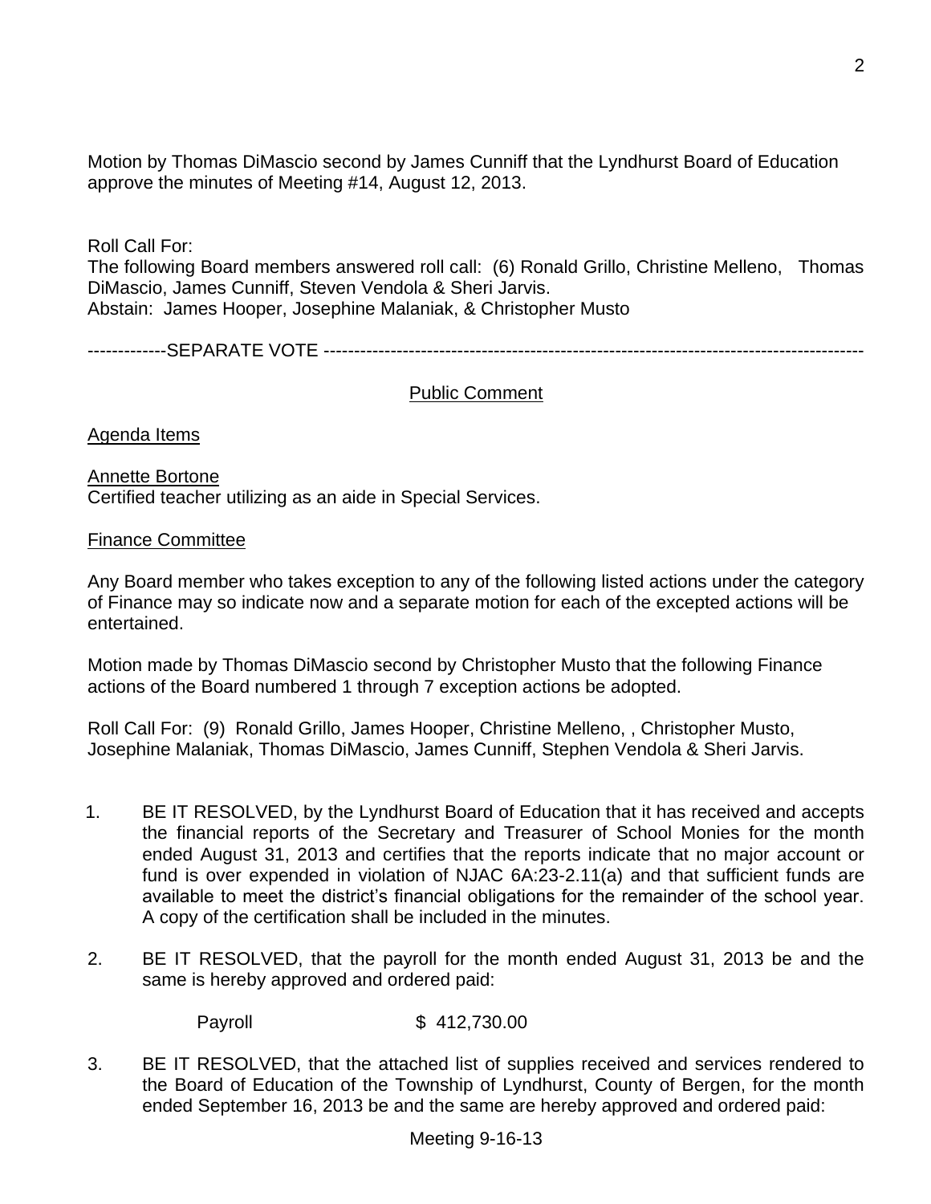Motion by Thomas DiMascio second by James Cunniff that the Lyndhurst Board of Education approve the minutes of Meeting #14, August 12, 2013.

Roll Call For:
The following Board members answered roll call: (6) Ronald Grillo, Christine Melleno, Thomas DiMascio, James Cunniff, Steven Vendola & Sheri Jarvis.
Abstain: James Hooper, Josephine Malaniak, & Christopher Musto

-------------SEPARATE VOTE ---------------------------------------------------------------------------------------

Public Comment

Agenda Items

Annette Bortone
Certified teacher utilizing as an aide in Special Services.

Finance Committee

Any Board member who takes exception to any of the following listed actions under the category of Finance may so indicate now and a separate motion for each of the excepted actions will be entertained.

Motion made by Thomas DiMascio second by Christopher Musto that the following Finance actions of the Board numbered 1 through 7 exception actions be adopted.

Roll Call For: (9) Ronald Grillo, James Hooper, Christine Melleno, , Christopher Musto, Josephine Malaniak, Thomas DiMascio, James Cunniff, Stephen Vendola & Sheri Jarvis.

1. BE IT RESOLVED, by the Lyndhurst Board of Education that it has received and accepts the financial reports of the Secretary and Treasurer of School Monies for the month ended August 31, 2013 and certifies that the reports indicate that no major account or fund is over expended in violation of NJAC 6A:23-2.11(a) and that sufficient funds are available to meet the district's financial obligations for the remainder of the school year. A copy of the certification shall be included in the minutes.

2. BE IT RESOLVED, that the payroll for the month ended August 31, 2013 be and the same is hereby approved and ordered paid:

   Payroll $ 412,730.00

3. BE IT RESOLVED, that the attached list of supplies received and services rendered to the Board of Education of the Township of Lyndhurst, County of Bergen, for the month ended September 16, 2013 be and the same are hereby approved and ordered paid:

Meeting 9-16-13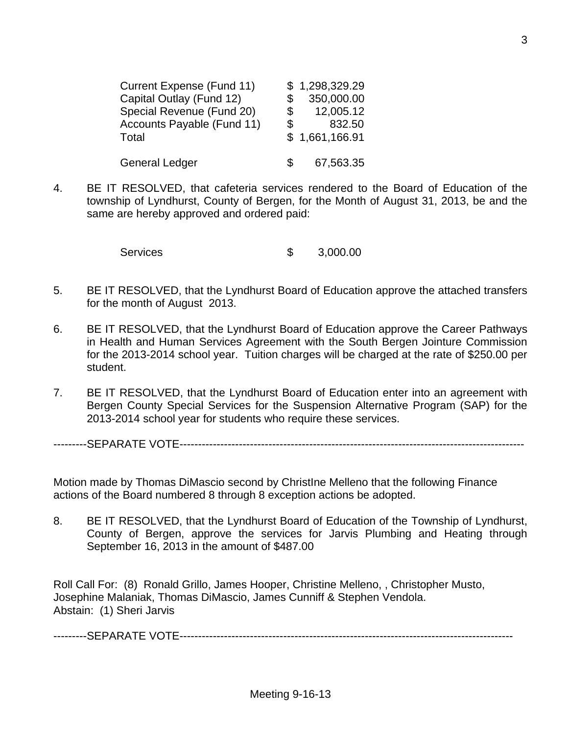| | |
|---|---|
| Current Expense (Fund 11) | $ 1,298,329.29 |
| Capital Outlay (Fund 12) | $ 350,000.00 |
| Special Revenue (Fund 20) | $ 12,005.12 |
| Accounts Payable (Fund 11) | $ 832.50 |
| Total | $ 1,661,166.91 |
| | |
| General Ledger | $ 67,563.35 |

4. BE IT RESOLVED, that cafeteria services rendered to the Board of Education of the township of Lyndhurst, County of Bergen, for the Month of August 31, 2013, be and the same are hereby approved and ordered paid:

| | |
|---|---|
| Services | $ 3,000.00 |

5. BE IT RESOLVED, that the Lyndhurst Board of Education approve the attached transfers for the month of August 2013.

6. BE IT RESOLVED, that the Lyndhurst Board of Education approve the Career Pathways in Health and Human Services Agreement with the South Bergen Jointure Commission for the 2013-2014 school year. Tuition charges will be charged at the rate of $250.00 per student.

7. BE IT RESOLVED, that the Lyndhurst Board of Education enter into an agreement with Bergen County Special Services for the Suspension Alternative Program (SAP) for the 2013-2014 school year for students who require these services.

---------SEPARATE VOTE--------------------------------------------------------------------------------------------

Motion made by Thomas DiMascio second by ChristIne Melleno that the following Finance actions of the Board numbered 8 through 8 exception actions be adopted.

8. BE IT RESOLVED, that the Lyndhurst Board of Education of the Township of Lyndhurst, County of Bergen, approve the services for Jarvis Plumbing and Heating through September 16, 2013 in the amount of $487.00

Roll Call For: (8) Ronald Grillo, James Hooper, Christine Melleno, , Christopher Musto, Josephine Malaniak, Thomas DiMascio, James Cunniff & Stephen Vendola.
Abstain: (1) Sheri Jarvis

---------SEPARATE VOTE-----------------------------------------------------------------------------------------

Meeting 9-16-13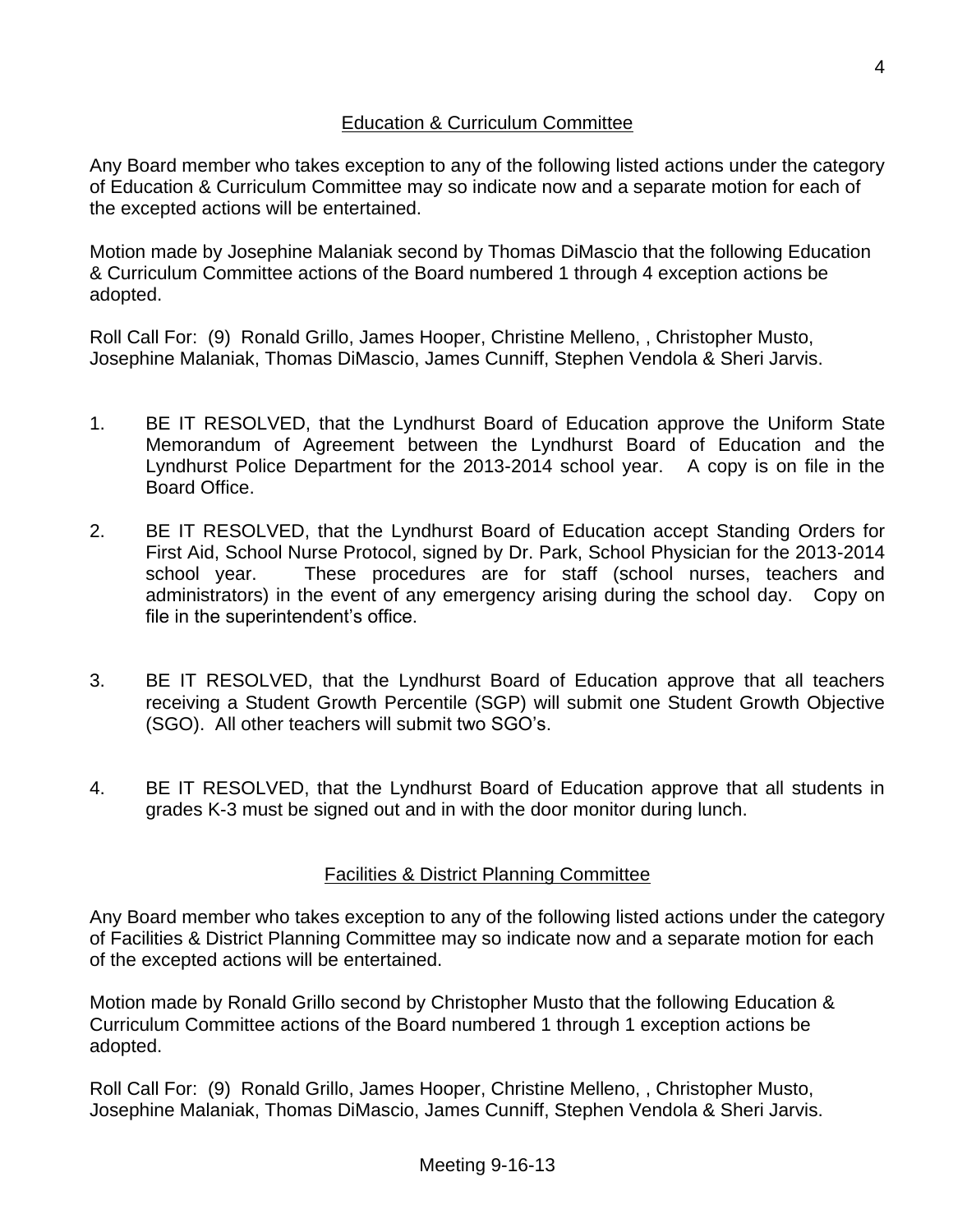## Education & Curriculum Committee

Any Board member who takes exception to any of the following listed actions under the category of Education & Curriculum Committee may so indicate now and a separate motion for each of the excepted actions will be entertained.

Motion made by Josephine Malaniak second by Thomas DiMascio that the following Education & Curriculum Committee actions of the Board numbered 1 through 4 exception actions be adopted.

Roll Call For: (9) Ronald Grillo, James Hooper, Christine Melleno, , Christopher Musto, Josephine Malaniak, Thomas DiMascio, James Cunniff, Stephen Vendola & Sheri Jarvis.

1. BE IT RESOLVED, that the Lyndhurst Board of Education approve the Uniform State Memorandum of Agreement between the Lyndhurst Board of Education and the Lyndhurst Police Department for the 2013-2014 school year. A copy is on file in the Board Office.

2. BE IT RESOLVED, that the Lyndhurst Board of Education accept Standing Orders for First Aid, School Nurse Protocol, signed by Dr. Park, School Physician for the 2013-2014 school year. These procedures are for staff (school nurses, teachers and administrators) in the event of any emergency arising during the school day. Copy on file in the superintendent's office.

3. BE IT RESOLVED, that the Lyndhurst Board of Education approve that all teachers receiving a Student Growth Percentile (SGP) will submit one Student Growth Objective (SGO). All other teachers will submit two SGO's.

4. BE IT RESOLVED, that the Lyndhurst Board of Education approve that all students in grades K-3 must be signed out and in with the door monitor during lunch.

## Facilities & District Planning Committee

Any Board member who takes exception to any of the following listed actions under the category of Facilities & District Planning Committee may so indicate now and a separate motion for each of the excepted actions will be entertained.

Motion made by Ronald Grillo second by Christopher Musto that the following Education & Curriculum Committee actions of the Board numbered 1 through 1 exception actions be adopted.

Roll Call For: (9) Ronald Grillo, James Hooper, Christine Melleno, , Christopher Musto, Josephine Malaniak, Thomas DiMascio, James Cunniff, Stephen Vendola & Sheri Jarvis.

Meeting 9-16-13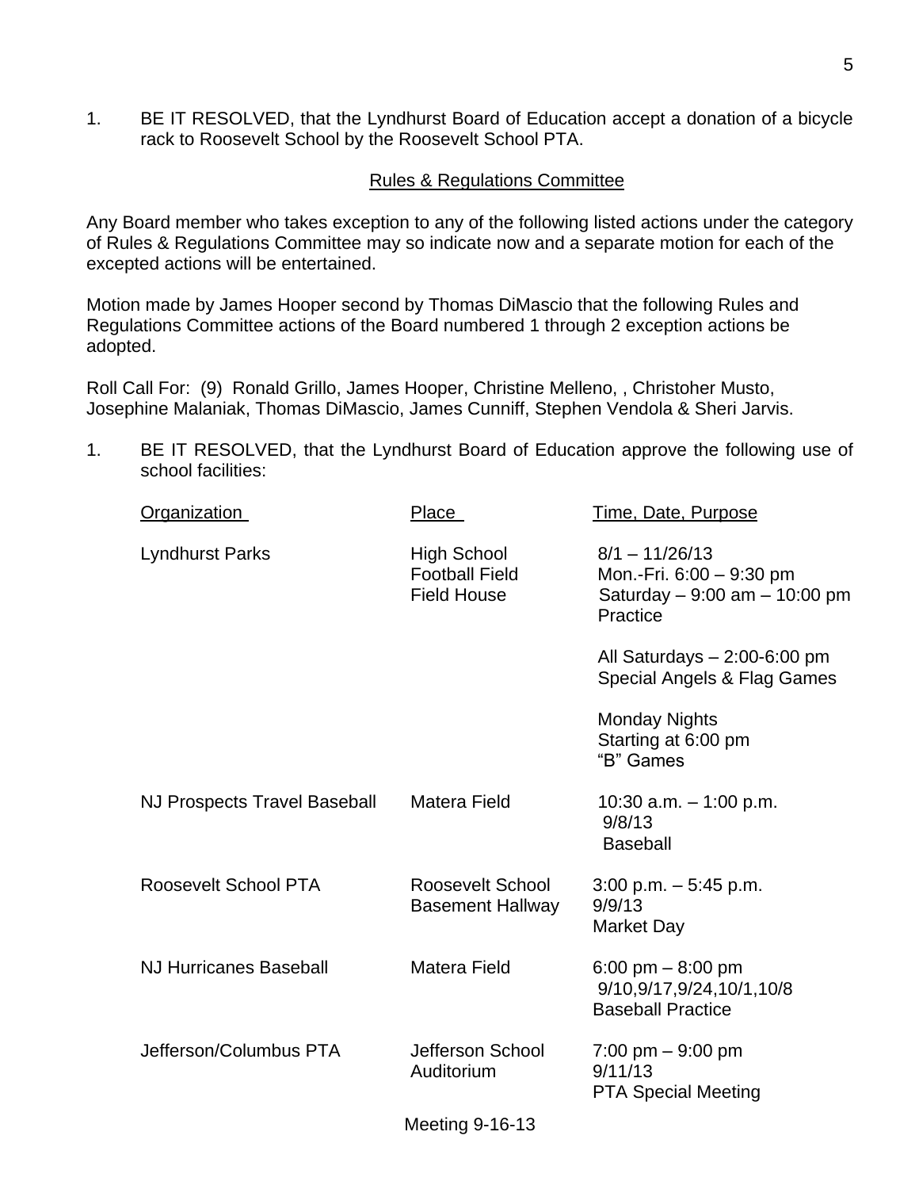1. BE IT RESOLVED, that the Lyndhurst Board of Education accept a donation of a bicycle rack to Roosevelt School by the Roosevelt School PTA.

## Rules & Regulations Committee

Any Board member who takes exception to any of the following listed actions under the category of Rules & Regulations Committee may so indicate now and a separate motion for each of the excepted actions will be entertained.

Motion made by James Hooper second by Thomas DiMascio that the following Rules and Regulations Committee actions of the Board numbered 1 through 2 exception actions be adopted.

Roll Call For: (9) Ronald Grillo, James Hooper, Christine Melleno, , Christoher Musto, Josephine Malaniak, Thomas DiMascio, James Cunniff, Stephen Vendola & Sheri Jarvis.

1. BE IT RESOLVED, that the Lyndhurst Board of Education approve the following use of school facilities:

| Organization | Place | Time, Date, Purpose |
|---|---|---|
| Lyndhurst Parks | High School Football Field Field House | 8/1 – 11/26/13 Mon.-Fri. 6:00 – 9:30 pm Saturday – 9:00 am – 10:00 pm Practice<br><br>All Saturdays – 2:00-6:00 pm Special Angels & Flag Games<br><br>Monday Nights Starting at 6:00 pm "B" Games |
| NJ Prospects Travel Baseball | Matera Field | 10:30 a.m. – 1:00 p.m. 9/8/13 Baseball |
| Roosevelt School PTA | Roosevelt School Basement Hallway | 3:00 p.m. – 5:45 p.m. 9/9/13 Market Day |
| NJ Hurricanes Baseball | Matera Field | 6:00 pm – 8:00 pm 9/10,9/17,9/24,10/1,10/8 Baseball Practice |
| Jefferson/Columbus PTA | Jefferson School Auditorium | 7:00 pm – 9:00 pm 9/11/13 PTA Special Meeting |

Meeting 9-16-13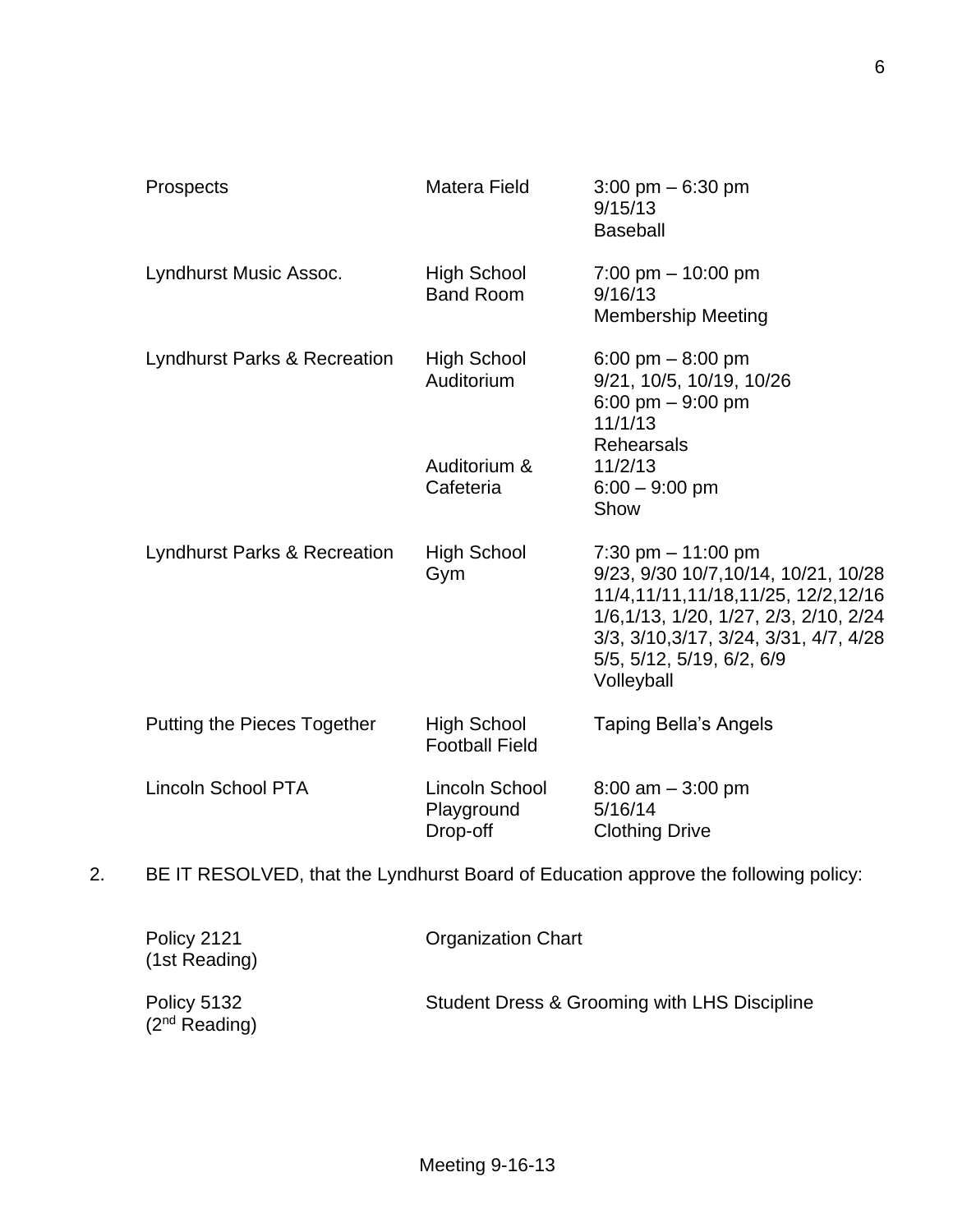| | | |
|---|---|---|
| Prospects | Matera Field | 3:00 pm – 6:30 pm<br>9/15/13<br>Baseball |
| Lyndhurst Music Assoc. | High School<br>Band Room | 7:00 pm – 10:00 pm<br>9/16/13<br>Membership Meeting |
| Lyndhurst Parks & Recreation | High School<br>Auditorium<br><br><br><br>Auditorium &<br>Cafeteria | 6:00 pm – 8:00 pm<br>9/21, 10/5, 10/19, 10/26<br>6:00 pm – 9:00 pm<br>11/1/13<br>Rehearsals<br>11/2/13<br>6:00 – 9:00 pm<br>Show |
| Lyndhurst Parks & Recreation | High School<br>Gym | 7:30 pm – 11:00 pm<br>9/23, 9/30 10/7,10/14, 10/21, 10/28<br>11/4,11/11,11/18,11/25, 12/2,12/16<br>1/6,1/13, 1/20, 1/27, 2/3, 2/10, 2/24<br>3/3, 3/10,3/17, 3/24, 3/31, 4/7, 4/28<br>5/5, 5/12, 5/19, 6/2, 6/9<br>Volleyball |
| Putting the Pieces Together | High School<br>Football Field | Taping Bella's Angels |
| Lincoln School PTA | Lincoln School<br>Playground<br>Drop-off | 8:00 am – 3:00 pm<br>5/16/14<br>Clothing Drive |

2. BE IT RESOLVED, that the Lyndhurst Board of Education approve the following policy:

| | |
|---|---|
| Policy 2121<br>(1st Reading) | Organization Chart |
| Policy 5132<br>(2nd Reading) | Student Dress & Grooming with LHS Discipline |

Meeting 9-16-13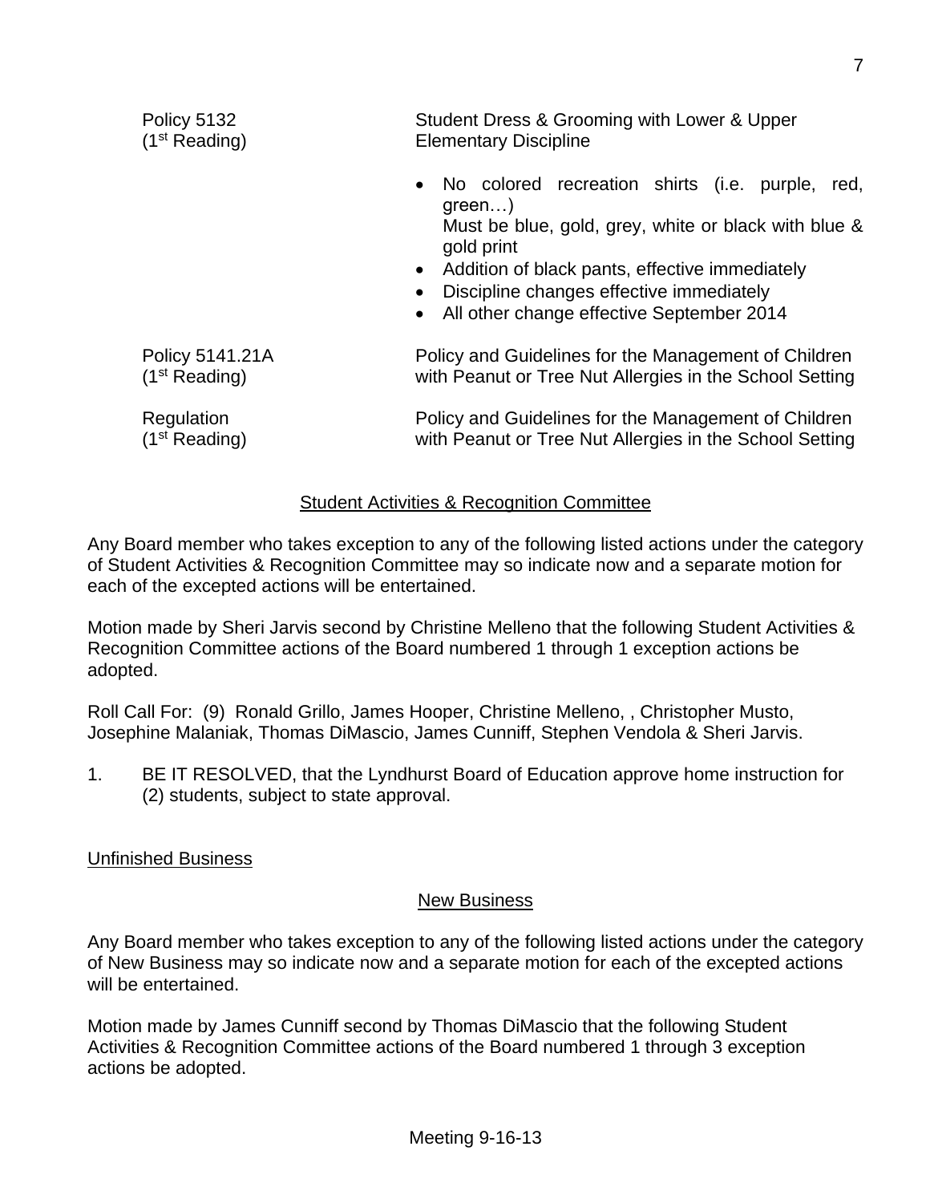Policy 5132 (1st Reading) — Student Dress & Grooming with Lower & Upper Elementary Discipline

- No colored recreation shirts (i.e. purple, red, green…)
  Must be blue, gold, grey, white or black with blue & gold print
- Addition of black pants, effective immediately
- Discipline changes effective immediately
- All other change effective September 2014

Policy 5141.21A (1st Reading) — Policy and Guidelines for the Management of Children with Peanut or Tree Nut Allergies in the School Setting

Regulation (1st Reading) — Policy and Guidelines for the Management of Children with Peanut or Tree Nut Allergies in the School Setting

## Student Activities & Recognition Committee

Any Board member who takes exception to any of the following listed actions under the category of Student Activities & Recognition Committee may so indicate now and a separate motion for each of the excepted actions will be entertained.

Motion made by Sheri Jarvis second by Christine Melleno that the following Student Activities & Recognition Committee actions of the Board numbered 1 through 1 exception actions be adopted.

Roll Call For: (9) Ronald Grillo, James Hooper, Christine Melleno, , Christopher Musto, Josephine Malaniak, Thomas DiMascio, James Cunniff, Stephen Vendola & Sheri Jarvis.

1. BE IT RESOLVED, that the Lyndhurst Board of Education approve home instruction for (2) students, subject to state approval.

Unfinished Business

## New Business

Any Board member who takes exception to any of the following listed actions under the category of New Business may so indicate now and a separate motion for each of the excepted actions will be entertained.

Motion made by James Cunniff second by Thomas DiMascio that the following Student Activities & Recognition Committee actions of the Board numbered 1 through 3 exception actions be adopted.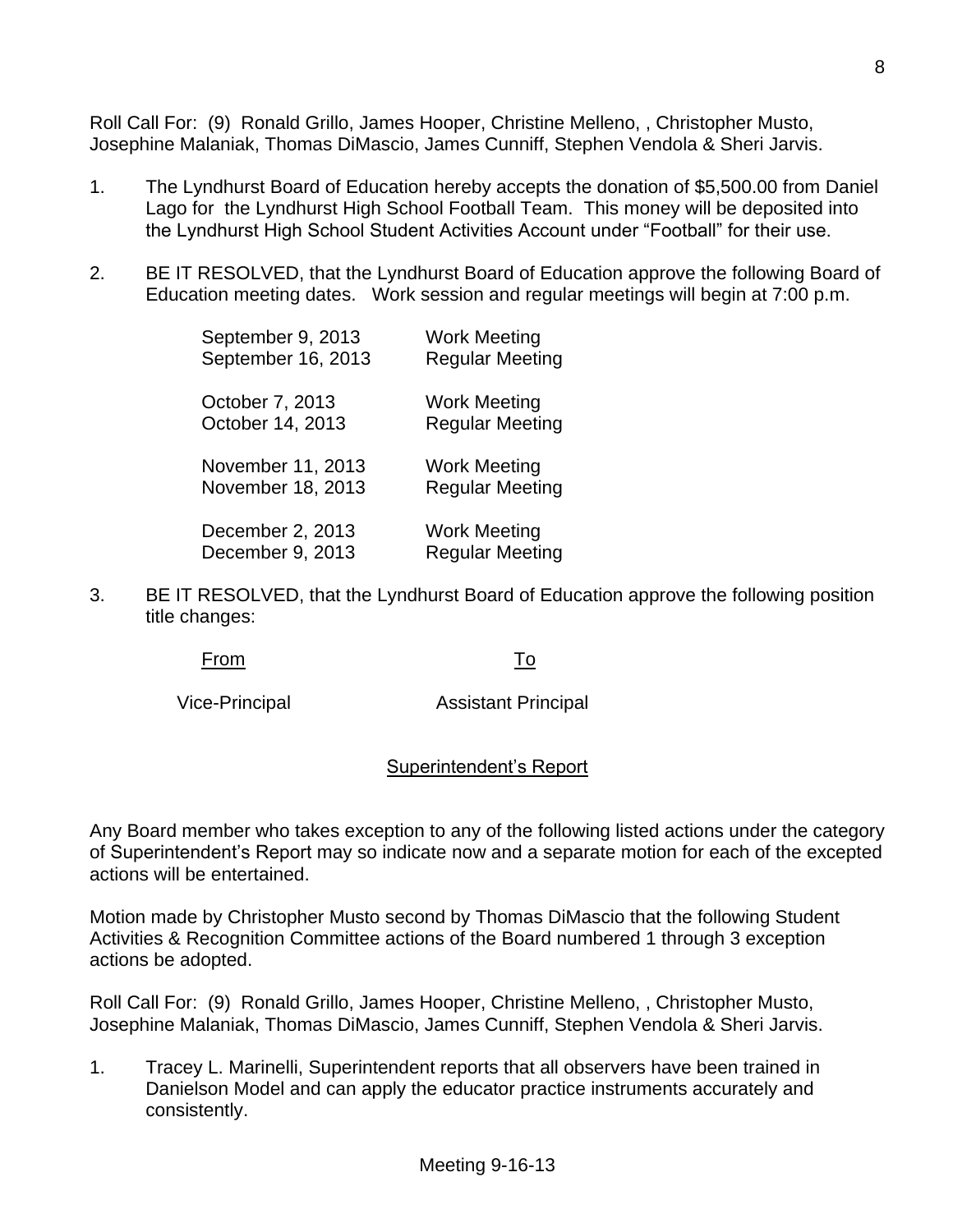Roll Call For: (9) Ronald Grillo, James Hooper, Christine Melleno, , Christopher Musto, Josephine Malaniak, Thomas DiMascio, James Cunniff, Stephen Vendola & Sheri Jarvis.

1. The Lyndhurst Board of Education hereby accepts the donation of $5,500.00 from Daniel Lago for the Lyndhurst High School Football Team. This money will be deposited into the Lyndhurst High School Student Activities Account under "Football" for their use.

2. BE IT RESOLVED, that the Lyndhurst Board of Education approve the following Board of Education meeting dates. Work session and regular meetings will begin at 7:00 p.m.

| | |
|---|---|
| September 9, 2013 | Work Meeting |
| September 16, 2013 | Regular Meeting |
| October 7, 2013 | Work Meeting |
| October 14, 2013 | Regular Meeting |
| November 11, 2013 | Work Meeting |
| November 18, 2013 | Regular Meeting |
| December 2, 2013 | Work Meeting |
| December 9, 2013 | Regular Meeting |

3. BE IT RESOLVED, that the Lyndhurst Board of Education approve the following position title changes:

| From | To |
|---|---|
| Vice-Principal | Assistant Principal |

## Superintendent's Report

Any Board member who takes exception to any of the following listed actions under the category of Superintendent's Report may so indicate now and a separate motion for each of the excepted actions will be entertained.

Motion made by Christopher Musto second by Thomas DiMascio that the following Student Activities & Recognition Committee actions of the Board numbered 1 through 3 exception actions be adopted.

Roll Call For: (9) Ronald Grillo, James Hooper, Christine Melleno, , Christopher Musto, Josephine Malaniak, Thomas DiMascio, James Cunniff, Stephen Vendola & Sheri Jarvis.

1. Tracey L. Marinelli, Superintendent reports that all observers have been trained in Danielson Model and can apply the educator practice instruments accurately and consistently.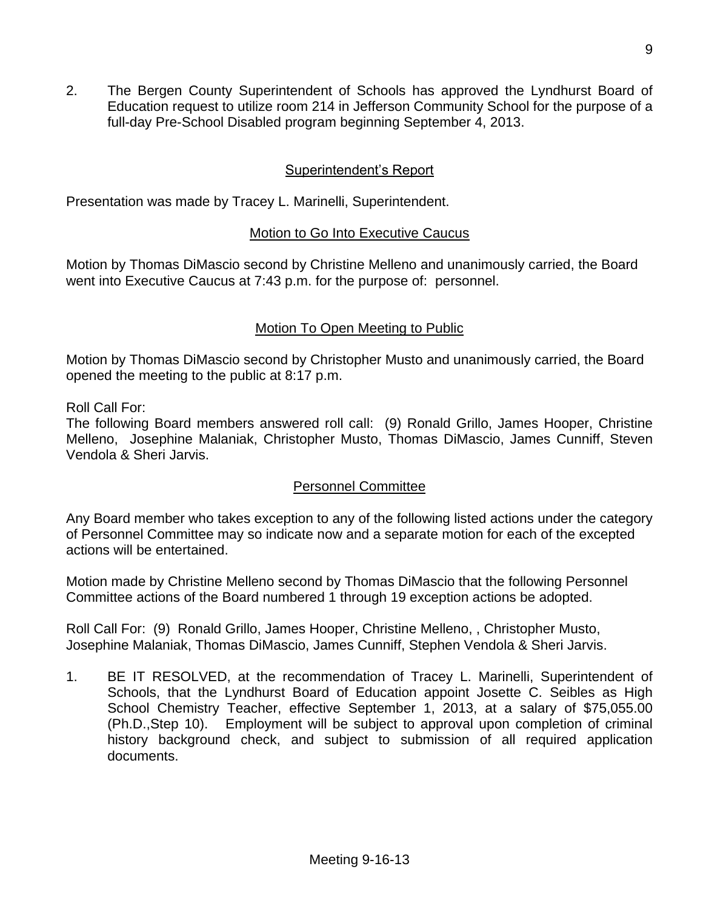2. The Bergen County Superintendent of Schools has approved the Lyndhurst Board of Education request to utilize room 214 in Jefferson Community School for the purpose of a full-day Pre-School Disabled program beginning September 4, 2013.

## Superintendent's Report

Presentation was made by Tracey L. Marinelli, Superintendent.

## Motion to Go Into Executive Caucus

Motion by Thomas DiMascio second by Christine Melleno and unanimously carried, the Board went into Executive Caucus at 7:43 p.m. for the purpose of: personnel.

## Motion To Open Meeting to Public

Motion by Thomas DiMascio second by Christopher Musto and unanimously carried, the Board opened the meeting to the public at 8:17 p.m.

Roll Call For:
The following Board members answered roll call: (9) Ronald Grillo, James Hooper, Christine Melleno, Josephine Malaniak, Christopher Musto, Thomas DiMascio, James Cunniff, Steven Vendola & Sheri Jarvis.

## Personnel Committee

Any Board member who takes exception to any of the following listed actions under the category of Personnel Committee may so indicate now and a separate motion for each of the excepted actions will be entertained.

Motion made by Christine Melleno second by Thomas DiMascio that the following Personnel Committee actions of the Board numbered 1 through 19 exception actions be adopted.

Roll Call For: (9) Ronald Grillo, James Hooper, Christine Melleno, , Christopher Musto, Josephine Malaniak, Thomas DiMascio, James Cunniff, Stephen Vendola & Sheri Jarvis.

1. BE IT RESOLVED, at the recommendation of Tracey L. Marinelli, Superintendent of Schools, that the Lyndhurst Board of Education appoint Josette C. Seibles as High School Chemistry Teacher, effective September 1, 2013, at a salary of $75,055.00 (Ph.D.,Step 10). Employment will be subject to approval upon completion of criminal history background check, and subject to submission of all required application documents.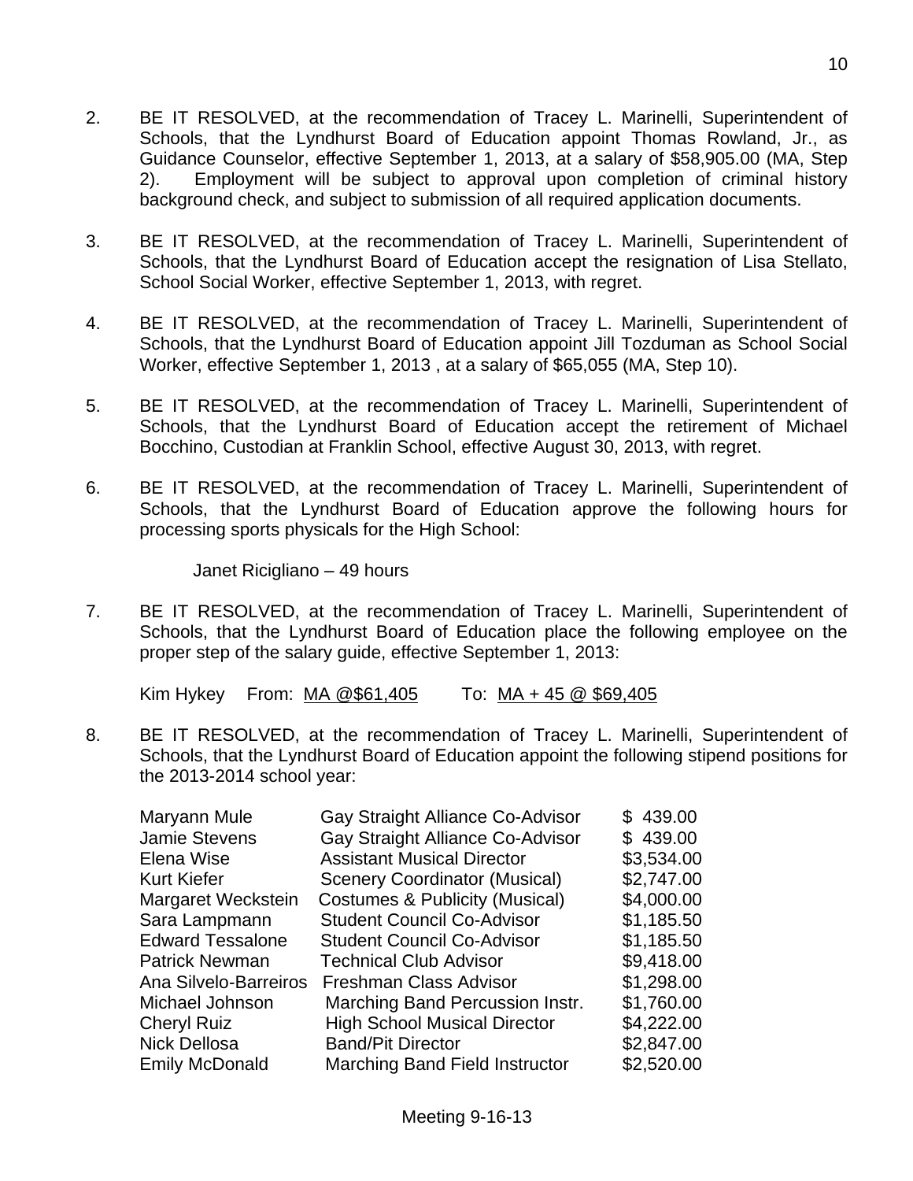2. BE IT RESOLVED, at the recommendation of Tracey L. Marinelli, Superintendent of Schools, that the Lyndhurst Board of Education appoint Thomas Rowland, Jr., as Guidance Counselor, effective September 1, 2013, at a salary of $58,905.00 (MA, Step 2). Employment will be subject to approval upon completion of criminal history background check, and subject to submission of all required application documents.

3. BE IT RESOLVED, at the recommendation of Tracey L. Marinelli, Superintendent of Schools, that the Lyndhurst Board of Education accept the resignation of Lisa Stellato, School Social Worker, effective September 1, 2013, with regret.

4. BE IT RESOLVED, at the recommendation of Tracey L. Marinelli, Superintendent of Schools, that the Lyndhurst Board of Education appoint Jill Tozduman as School Social Worker, effective September 1, 2013 , at a salary of $65,055 (MA, Step 10).

5. BE IT RESOLVED, at the recommendation of Tracey L. Marinelli, Superintendent of Schools, that the Lyndhurst Board of Education accept the retirement of Michael Bocchino, Custodian at Franklin School, effective August 30, 2013, with regret.

6. BE IT RESOLVED, at the recommendation of Tracey L. Marinelli, Superintendent of Schools, that the Lyndhurst Board of Education approve the following hours for processing sports physicals for the High School:

   Janet Ricigliano – 49 hours

7. BE IT RESOLVED, at the recommendation of Tracey L. Marinelli, Superintendent of Schools, that the Lyndhurst Board of Education place the following employee on the proper step of the salary guide, effective September 1, 2013:

   Kim Hykey From: MA @$61,405 To: MA + 45 @ $69,405

8. BE IT RESOLVED, at the recommendation of Tracey L. Marinelli, Superintendent of Schools, that the Lyndhurst Board of Education appoint the following stipend positions for the 2013-2014 school year:

| | | |
|---|---|---|
| Maryann Mule | Gay Straight Alliance Co-Advisor | $ 439.00 |
| Jamie Stevens | Gay Straight Alliance Co-Advisor | $ 439.00 |
| Elena Wise | Assistant Musical Director | $3,534.00 |
| Kurt Kiefer | Scenery Coordinator (Musical) | $2,747.00 |
| Margaret Weckstein | Costumes & Publicity (Musical) | $4,000.00 |
| Sara Lampmann | Student Council Co-Advisor | $1,185.50 |
| Edward Tessalone | Student Council Co-Advisor | $1,185.50 |
| Patrick Newman | Technical Club Advisor | $9,418.00 |
| Ana Silvelo-Barreiros | Freshman Class Advisor | $1,298.00 |
| Michael Johnson | Marching Band Percussion Instr. | $1,760.00 |
| Cheryl Ruiz | High School Musical Director | $4,222.00 |
| Nick Dellosa | Band/Pit Director | $2,847.00 |
| Emily McDonald | Marching Band Field Instructor | $2,520.00 |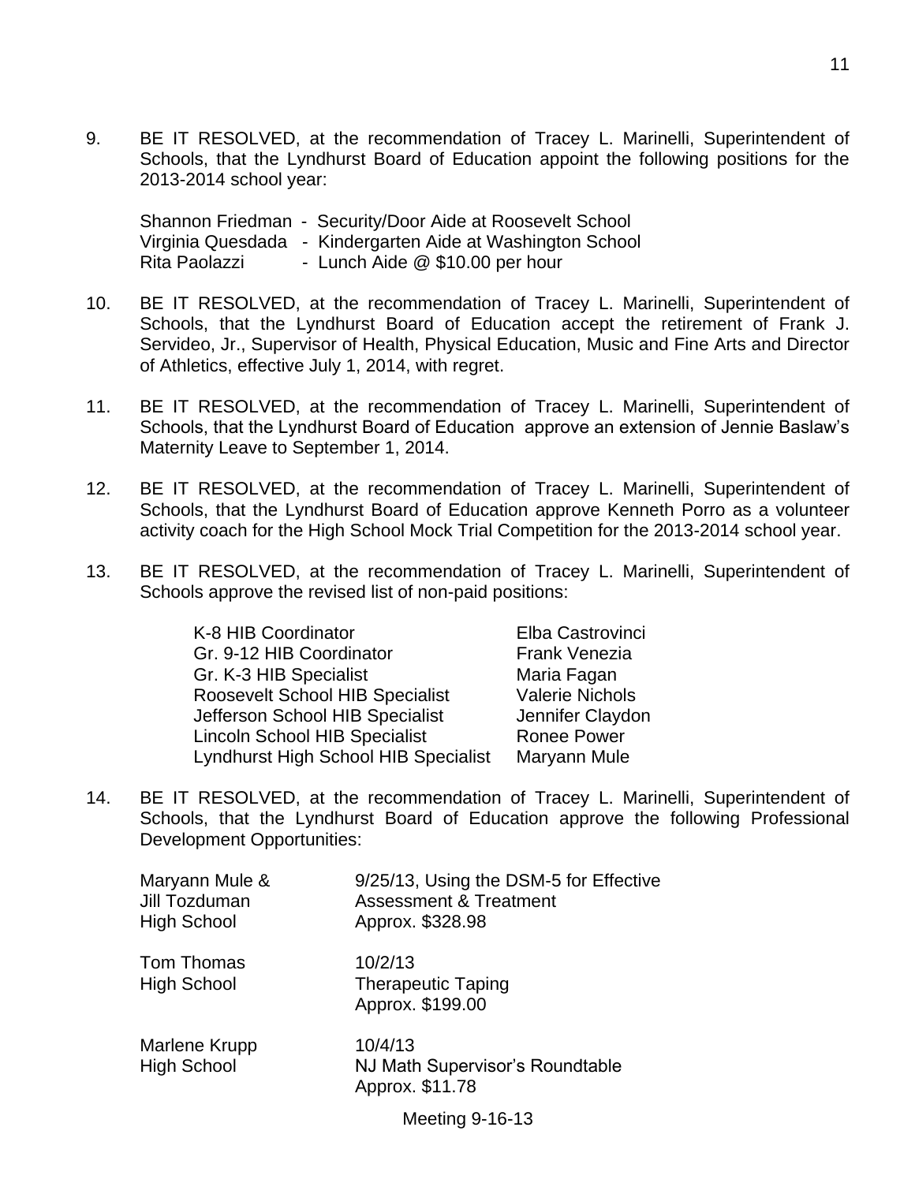9. BE IT RESOLVED, at the recommendation of Tracey L. Marinelli, Superintendent of Schools, that the Lyndhurst Board of Education appoint the following positions for the 2013-2014 school year:

   Shannon Friedman - Security/Door Aide at Roosevelt School
   Virginia Quesdada - Kindergarten Aide at Washington School
   Rita Paolazzi - Lunch Aide @ $10.00 per hour

10. BE IT RESOLVED, at the recommendation of Tracey L. Marinelli, Superintendent of Schools, that the Lyndhurst Board of Education accept the retirement of Frank J. Servideo, Jr., Supervisor of Health, Physical Education, Music and Fine Arts and Director of Athletics, effective July 1, 2014, with regret.

11. BE IT RESOLVED, at the recommendation of Tracey L. Marinelli, Superintendent of Schools, that the Lyndhurst Board of Education approve an extension of Jennie Baslaw's Maternity Leave to September 1, 2014.

12. BE IT RESOLVED, at the recommendation of Tracey L. Marinelli, Superintendent of Schools, that the Lyndhurst Board of Education approve Kenneth Porro as a volunteer activity coach for the High School Mock Trial Competition for the 2013-2014 school year.

13. BE IT RESOLVED, at the recommendation of Tracey L. Marinelli, Superintendent of Schools approve the revised list of non-paid positions:

| | |
|---|---|
| K-8 HIB Coordinator | Elba Castrovinci |
| Gr. 9-12 HIB Coordinator | Frank Venezia |
| Gr. K-3 HIB Specialist | Maria Fagan |
| Roosevelt School HIB Specialist | Valerie Nichols |
| Jefferson School HIB Specialist | Jennifer Claydon |
| Lincoln School HIB Specialist | Ronee Power |
| Lyndhurst High School HIB Specialist | Maryann Mule |

14. BE IT RESOLVED, at the recommendation of Tracey L. Marinelli, Superintendent of Schools, that the Lyndhurst Board of Education approve the following Professional Development Opportunities:

| | |
|---|---|
| Maryann Mule & Jill Tozduman High School | 9/25/13, Using the DSM-5 for Effective Assessment & Treatment Approx. $328.98 |
| Tom Thomas High School | 10/2/13 Therapeutic Taping Approx. $199.00 |
| Marlene Krupp High School | 10/4/13 NJ Math Supervisor's Roundtable Approx. $11.78 |

Meeting 9-16-13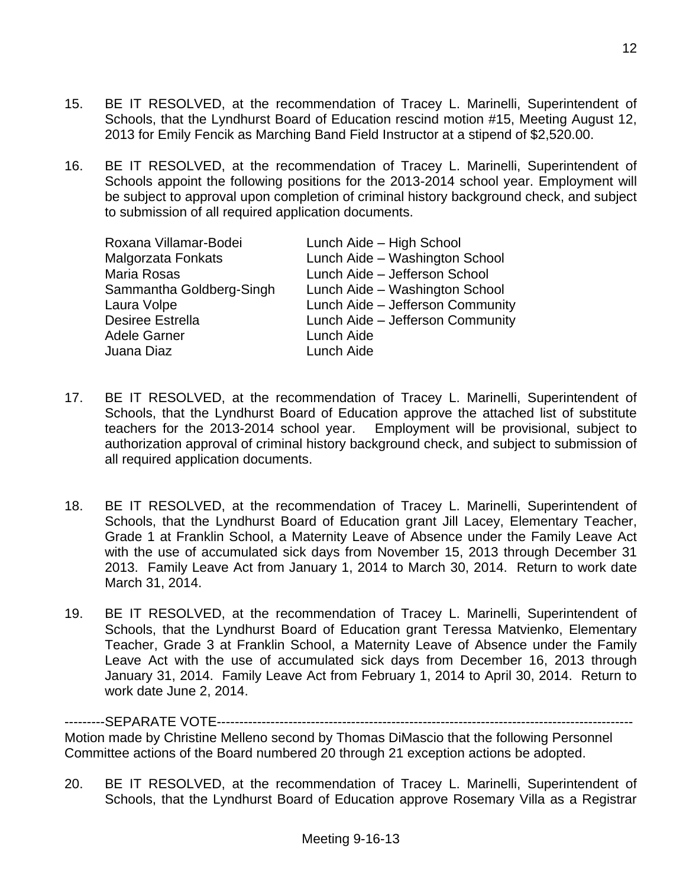15. BE IT RESOLVED, at the recommendation of Tracey L. Marinelli, Superintendent of Schools, that the Lyndhurst Board of Education rescind motion #15, Meeting August 12, 2013 for Emily Fencik as Marching Band Field Instructor at a stipend of $2,520.00.

16. BE IT RESOLVED, at the recommendation of Tracey L. Marinelli, Superintendent of Schools appoint the following positions for the 2013-2014 school year. Employment will be subject to approval upon completion of criminal history background check, and subject to submission of all required application documents.

| | |
|---|---|
| Roxana Villamar-Bodei | Lunch Aide – High School |
| Malgorzata Fonkats | Lunch Aide – Washington School |
| Maria Rosas | Lunch Aide – Jefferson School |
| Sammantha Goldberg-Singh | Lunch Aide – Washington School |
| Laura Volpe | Lunch Aide – Jefferson Community |
| Desiree Estrella | Lunch Aide – Jefferson Community |
| Adele Garner | Lunch Aide |
| Juana Diaz | Lunch Aide |

17. BE IT RESOLVED, at the recommendation of Tracey L. Marinelli, Superintendent of Schools, that the Lyndhurst Board of Education approve the attached list of substitute teachers for the 2013-2014 school year. Employment will be provisional, subject to authorization approval of criminal history background check, and subject to submission of all required application documents.

18. BE IT RESOLVED, at the recommendation of Tracey L. Marinelli, Superintendent of Schools, that the Lyndhurst Board of Education grant Jill Lacey, Elementary Teacher, Grade 1 at Franklin School, a Maternity Leave of Absence under the Family Leave Act with the use of accumulated sick days from November 15, 2013 through December 31 2013. Family Leave Act from January 1, 2014 to March 30, 2014. Return to work date March 31, 2014.

19. BE IT RESOLVED, at the recommendation of Tracey L. Marinelli, Superintendent of Schools, that the Lyndhurst Board of Education grant Teressa Matvienko, Elementary Teacher, Grade 3 at Franklin School, a Maternity Leave of Absence under the Family Leave Act with the use of accumulated sick days from December 16, 2013 through January 31, 2014. Family Leave Act from February 1, 2014 to April 30, 2014. Return to work date June 2, 2014.

---------SEPARATE VOTE---------------------------------------------------------------------------------------------

Motion made by Christine Melleno second by Thomas DiMascio that the following Personnel Committee actions of the Board numbered 20 through 21 exception actions be adopted.

20. BE IT RESOLVED, at the recommendation of Tracey L. Marinelli, Superintendent of Schools, that the Lyndhurst Board of Education approve Rosemary Villa as a Registrar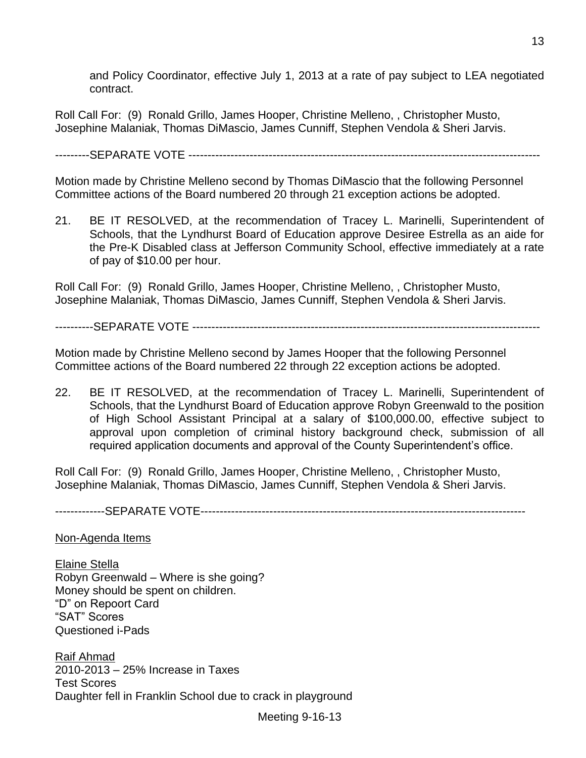and Policy Coordinator, effective July 1, 2013 at a rate of pay subject to LEA negotiated contract.

Roll Call For: (9) Ronald Grillo, James Hooper, Christine Melleno, , Christopher Musto, Josephine Malaniak, Thomas DiMascio, James Cunniff, Stephen Vendola & Sheri Jarvis.

---------SEPARATE VOTE ---------------------------------------------------------------------------------------------

Motion made by Christine Melleno second by Thomas DiMascio that the following Personnel Committee actions of the Board numbered 20 through 21 exception actions be adopted.

21. BE IT RESOLVED, at the recommendation of Tracey L. Marinelli, Superintendent of Schools, that the Lyndhurst Board of Education approve Desiree Estrella as an aide for the Pre-K Disabled class at Jefferson Community School, effective immediately at a rate of pay of $10.00 per hour.

Roll Call For: (9) Ronald Grillo, James Hooper, Christine Melleno, , Christopher Musto, Josephine Malaniak, Thomas DiMascio, James Cunniff, Stephen Vendola & Sheri Jarvis.

----------SEPARATE VOTE --------------------------------------------------------------------------------------------

Motion made by Christine Melleno second by James Hooper that the following Personnel Committee actions of the Board numbered 22 through 22 exception actions be adopted.

22. BE IT RESOLVED, at the recommendation of Tracey L. Marinelli, Superintendent of Schools, that the Lyndhurst Board of Education approve Robyn Greenwald to the position of High School Assistant Principal at a salary of $100,000.00, effective subject to approval upon completion of criminal history background check, submission of all required application documents and approval of the County Superintendent's office.

Roll Call For: (9) Ronald Grillo, James Hooper, Christine Melleno, , Christopher Musto, Josephine Malaniak, Thomas DiMascio, James Cunniff, Stephen Vendola & Sheri Jarvis.

-------------SEPARATE VOTE-------------------------------------------------------------------------------------

<u>Non-Agenda Items</u>

<u>Elaine Stella</u>
Robyn Greenwald – Where is she going?
Money should be spent on children.
"D" on Repoort Card
"SAT" Scores
Questioned i-Pads

<u>Raif Ahmad</u>
2010-2013 – 25% Increase in Taxes
Test Scores
Daughter fell in Franklin School due to crack in playground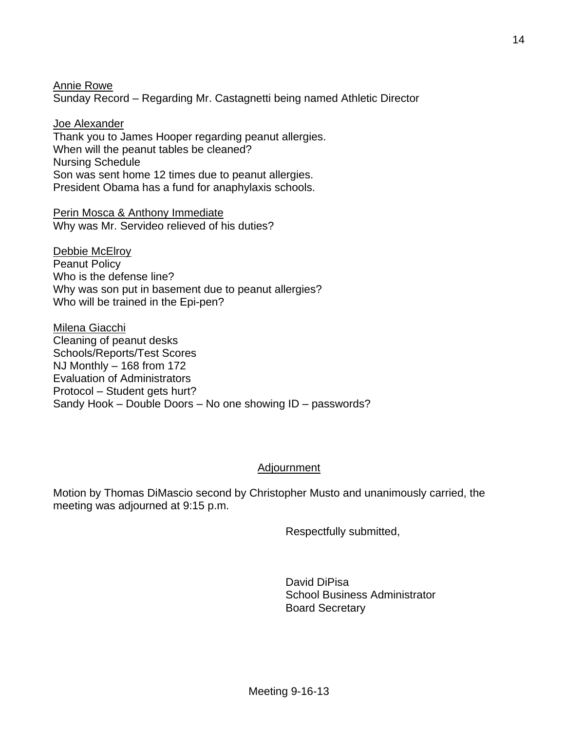<u>Annie Rowe</u>
Sunday Record – Regarding Mr. Castagnetti being named Athletic Director

<u>Joe Alexander</u>
Thank you to James Hooper regarding peanut allergies.
When will the peanut tables be cleaned?
Nursing Schedule
Son was sent home 12 times due to peanut allergies.
President Obama has a fund for anaphylaxis schools.

<u>Perin Mosca & Anthony Immediate</u>
Why was Mr. Servideo relieved of his duties?

<u>Debbie McElroy</u>
Peanut Policy
Who is the defense line?
Why was son put in basement due to peanut allergies?
Who will be trained in the Epi-pen?

<u>Milena Giacchi</u>
Cleaning of peanut desks
Schools/Reports/Test Scores
NJ Monthly – 168 from 172
Evaluation of Administrators
Protocol – Student gets hurt?
Sandy Hook – Double Doors – No one showing ID – passwords?

## <u>Adjournment</u>

Motion by Thomas DiMascio second by Christopher Musto and unanimously carried, the meeting was adjourned at 9:15 p.m.

Respectfully submitted,

David DiPisa
School Business Administrator
Board Secretary

Meeting 9-16-13